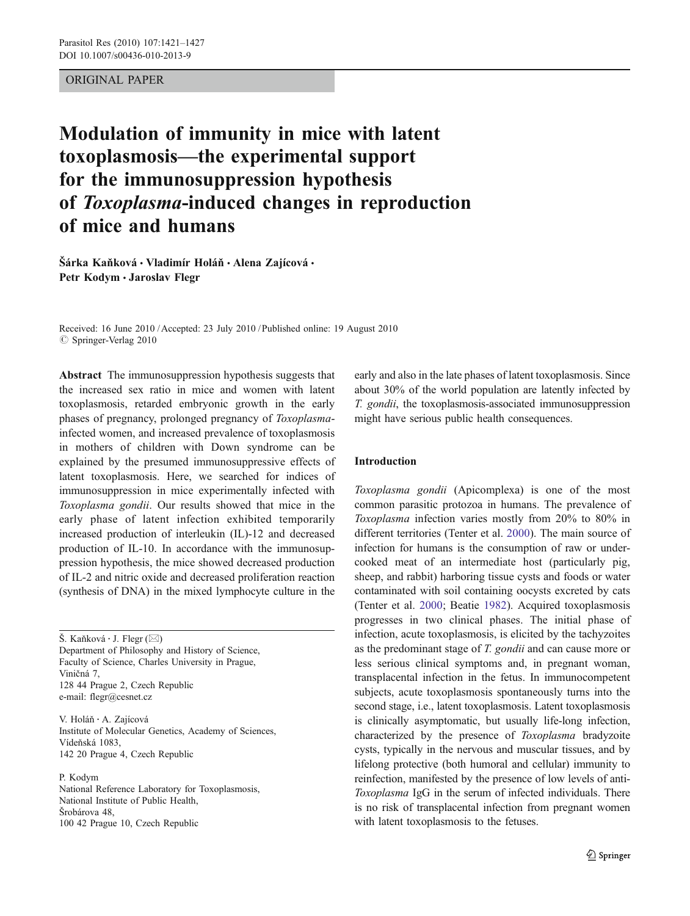ORIGINAL PAPER

# Modulation of immunity in mice with latent toxoplasmosis—the experimental support for the immunosuppression hypothesis of *Toxoplasma*-induced changes in reproduction of mice and humans

**Šárka Kaňková · Vladimír Holáň · Alena Zajícová · Petr Kodym · Jaroslav Flegr**

Received: 16 June 2010 / Accepted: 23 July 2010 / Published online: 19 August 2010
© Springer-Verlag 2010

**Abstract** The immunosuppression hypothesis suggests that the increased sex ratio in mice and women with latent toxoplasmosis, retarded embryonic growth in the early phases of pregnancy, prolonged pregnancy of *Toxoplasma*-infected women, and increased prevalence of toxoplasmosis in mothers of children with Down syndrome can be explained by the presumed immunosuppressive effects of latent toxoplasmosis. Here, we searched for indices of immunosuppression in mice experimentally infected with *Toxoplasma gondii*. Our results showed that mice in the early phase of latent infection exhibited temporarily increased production of interleukin (IL)-12 and decreased production of IL-10. In accordance with the immunosuppression hypothesis, the mice showed decreased production of IL-2 and nitric oxide and decreased proliferation reaction (synthesis of DNA) in the mixed lymphocyte culture in the early and also in the late phases of latent toxoplasmosis. Since about 30% of the world population are latently infected by *T. gondii*, the toxoplasmosis-associated immunosuppression might have serious public health consequences.

Š. Kaňková · J. Flegr (✉)
Department of Philosophy and History of Science,
Faculty of Science, Charles University in Prague,
Viničná 7,
128 44 Prague 2, Czech Republic
e-mail: flegr@cesnet.cz

V. Holáň · A. Zajícová
Institute of Molecular Genetics, Academy of Sciences,
Vídeňská 1083,
142 20 Prague 4, Czech Republic

P. Kodym
National Reference Laboratory for Toxoplasmosis,
National Institute of Public Health,
Šrobárova 48,
100 42 Prague 10, Czech Republic

## Introduction

*Toxoplasma gondii* (Apicomplexa) is one of the most common parasitic protozoa in humans. The prevalence of *Toxoplasma* infection varies mostly from 20% to 80% in different territories (Tenter et al. 2000). The main source of infection for humans is the consumption of raw or undercooked meat of an intermediate host (particularly pig, sheep, and rabbit) harboring tissue cysts and foods or water contaminated with soil containing oocysts excreted by cats (Tenter et al. 2000; Beatie 1982). Acquired toxoplasmosis progresses in two clinical phases. The initial phase of infection, acute toxoplasmosis, is elicited by the tachyzoites as the predominant stage of *T. gondii* and can cause more or less serious clinical symptoms and, in pregnant woman, transplacental infection in the fetus. In immunocompetent subjects, acute toxoplasmosis spontaneously turns into the second stage, i.e., latent toxoplasmosis. Latent toxoplasmosis is clinically asymptomatic, but usually life-long infection, characterized by the presence of *Toxoplasma* bradyzoite cysts, typically in the nervous and muscular tissues, and by lifelong protective (both humoral and cellular) immunity to reinfection, manifested by the presence of low levels of anti-*Toxoplasma* IgG in the serum of infected individuals. There is no risk of transplacental infection from pregnant women with latent toxoplasmosis to the fetuses.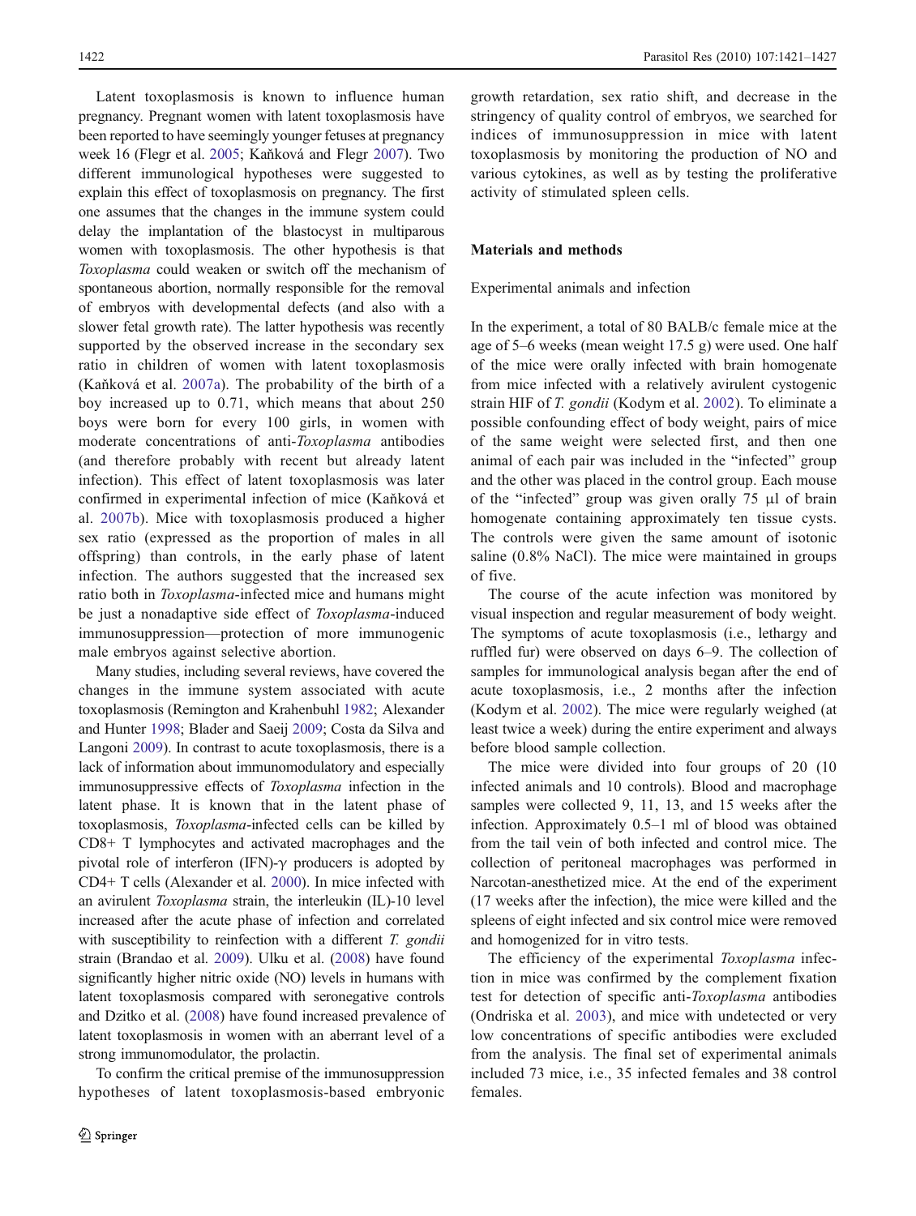Latent toxoplasmosis is known to influence human pregnancy. Pregnant women with latent toxoplasmosis have been reported to have seemingly younger fetuses at pregnancy week 16 (Flegr et al. 2005; Kaňková and Flegr 2007). Two different immunological hypotheses were suggested to explain this effect of toxoplasmosis on pregnancy. The first one assumes that the changes in the immune system could delay the implantation of the blastocyst in multiparous women with toxoplasmosis. The other hypothesis is that *Toxoplasma* could weaken or switch off the mechanism of spontaneous abortion, normally responsible for the removal of embryos with developmental defects (and also with a slower fetal growth rate). The latter hypothesis was recently supported by the observed increase in the secondary sex ratio in children of women with latent toxoplasmosis (Kaňková et al. 2007a). The probability of the birth of a boy increased up to 0.71, which means that about 250 boys were born for every 100 girls, in women with moderate concentrations of anti-*Toxoplasma* antibodies (and therefore probably with recent but already latent infection). This effect of latent toxoplasmosis was later confirmed in experimental infection of mice (Kaňková et al. 2007b). Mice with toxoplasmosis produced a higher sex ratio (expressed as the proportion of males in all offspring) than controls, in the early phase of latent infection. The authors suggested that the increased sex ratio both in *Toxoplasma*-infected mice and humans might be just a nonadaptive side effect of *Toxoplasma*-induced immunosuppression—protection of more immunogenic male embryos against selective abortion.

Many studies, including several reviews, have covered the changes in the immune system associated with acute toxoplasmosis (Remington and Krahenbuhl 1982; Alexander and Hunter 1998; Blader and Saeij 2009; Costa da Silva and Langoni 2009). In contrast to acute toxoplasmosis, there is a lack of information about immunomodulatory and especially immunosuppressive effects of *Toxoplasma* infection in the latent phase. It is known that in the latent phase of toxoplasmosis, *Toxoplasma*-infected cells can be killed by CD8+ T lymphocytes and activated macrophages and the pivotal role of interferon (IFN)-γ producers is adopted by CD4+ T cells (Alexander et al. 2000). In mice infected with an avirulent *Toxoplasma* strain, the interleukin (IL)-10 level increased after the acute phase of infection and correlated with susceptibility to reinfection with a different *T. gondii* strain (Brandao et al. 2009). Ulku et al. (2008) have found significantly higher nitric oxide (NO) levels in humans with latent toxoplasmosis compared with seronegative controls and Dzitko et al. (2008) have found increased prevalence of latent toxoplasmosis in women with an aberrant level of a strong immunomodulator, the prolactin.

To confirm the critical premise of the immunosuppression hypotheses of latent toxoplasmosis-based embryonic growth retardation, sex ratio shift, and decrease in the stringency of quality control of embryos, we searched for indices of immunosuppression in mice with latent toxoplasmosis by monitoring the production of NO and various cytokines, as well as by testing the proliferative activity of stimulated spleen cells.

## Materials and methods

### Experimental animals and infection

In the experiment, a total of 80 BALB/c female mice at the age of 5–6 weeks (mean weight 17.5 g) were used. One half of the mice were orally infected with brain homogenate from mice infected with a relatively avirulent cystogenic strain HIF of *T. gondii* (Kodym et al. 2002). To eliminate a possible confounding effect of body weight, pairs of mice of the same weight were selected first, and then one animal of each pair was included in the "infected" group and the other was placed in the control group. Each mouse of the "infected" group was given orally 75 μl of brain homogenate containing approximately ten tissue cysts. The controls were given the same amount of isotonic saline (0.8% NaCl). The mice were maintained in groups of five.

The course of the acute infection was monitored by visual inspection and regular measurement of body weight. The symptoms of acute toxoplasmosis (i.e., lethargy and ruffled fur) were observed on days 6–9. The collection of samples for immunological analysis began after the end of acute toxoplasmosis, i.e., 2 months after the infection (Kodym et al. 2002). The mice were regularly weighed (at least twice a week) during the entire experiment and always before blood sample collection.

The mice were divided into four groups of 20 (10 infected animals and 10 controls). Blood and macrophage samples were collected 9, 11, 13, and 15 weeks after the infection. Approximately 0.5–1 ml of blood was obtained from the tail vein of both infected and control mice. The collection of peritoneal macrophages was performed in Narcotan-anesthetized mice. At the end of the experiment (17 weeks after the infection), the mice were killed and the spleens of eight infected and six control mice were removed and homogenized for in vitro tests.

The efficiency of the experimental *Toxoplasma* infection in mice was confirmed by the complement fixation test for detection of specific anti-*Toxoplasma* antibodies (Ondriska et al. 2003), and mice with undetected or very low concentrations of specific antibodies were excluded from the analysis. The final set of experimental animals included 73 mice, i.e., 35 infected females and 38 control females.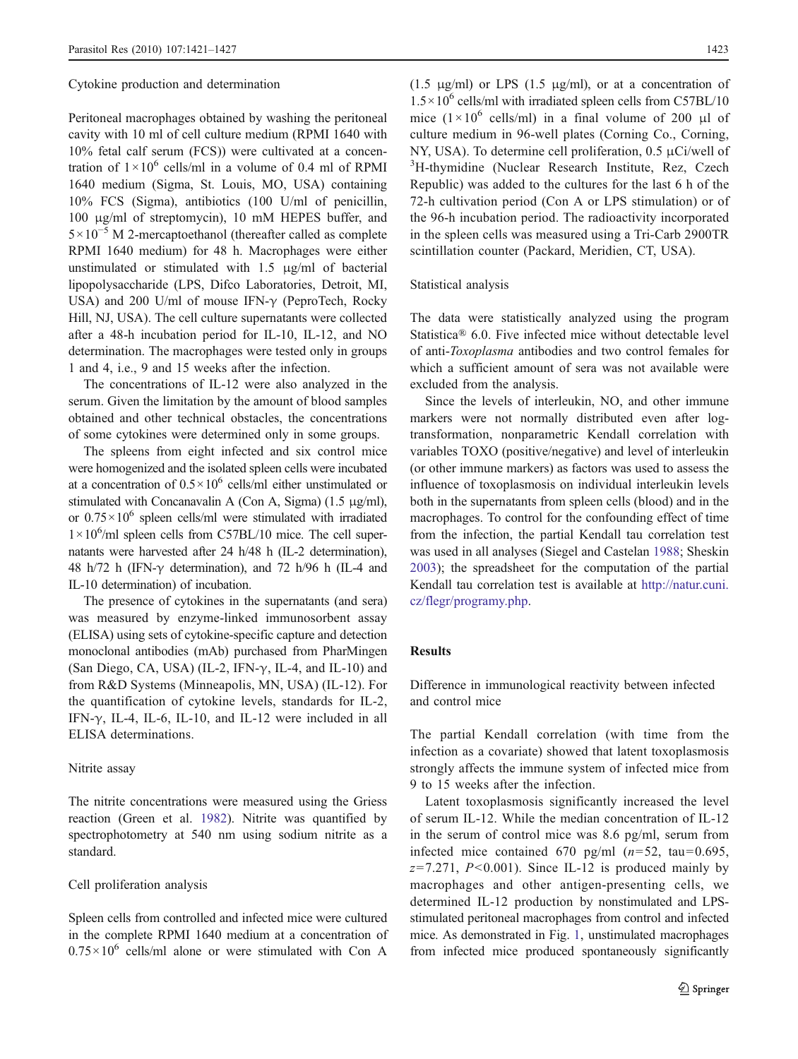### Cytokine production and determination

Peritoneal macrophages obtained by washing the peritoneal cavity with 10 ml of cell culture medium (RPMI 1640 with 10% fetal calf serum (FCS)) were cultivated at a concentration of $1 \times 10^6$ cells/ml in a volume of 0.4 ml of RPMI 1640 medium (Sigma, St. Louis, MO, USA) containing 10% FCS (Sigma), antibiotics (100 U/ml of penicillin, 100 μg/ml of streptomycin), 10 mM HEPES buffer, and $5 \times 10^{-5}$ M 2-mercaptoethanol (thereafter called as complete RPMI 1640 medium) for 48 h. Macrophages were either unstimulated or stimulated with 1.5 μg/ml of bacterial lipopolysaccharide (LPS, Difco Laboratories, Detroit, MI, USA) and 200 U/ml of mouse IFN-γ (PeproTech, Rocky Hill, NJ, USA). The cell culture supernatants were collected after a 48-h incubation period for IL-10, IL-12, and NO determination. The macrophages were tested only in groups 1 and 4, i.e., 9 and 15 weeks after the infection.

The concentrations of IL-12 were also analyzed in the serum. Given the limitation by the amount of blood samples obtained and other technical obstacles, the concentrations of some cytokines were determined only in some groups.

The spleens from eight infected and six control mice were homogenized and the isolated spleen cells were incubated at a concentration of $0.5 \times 10^6$ cells/ml either unstimulated or stimulated with Concanavalin A (Con A, Sigma) (1.5 μg/ml), or $0.75 \times 10^6$ spleen cells/ml were stimulated with irradiated $1 \times 10^6$/ml spleen cells from C57BL/10 mice. The cell supernatants were harvested after 24 h/48 h (IL-2 determination), 48 h/72 h (IFN-γ determination), and 72 h/96 h (IL-4 and IL-10 determination) of incubation.

The presence of cytokines in the supernatants (and sera) was measured by enzyme-linked immunosorbent assay (ELISA) using sets of cytokine-specific capture and detection monoclonal antibodies (mAb) purchased from PharMingen (San Diego, CA, USA) (IL-2, IFN-γ, IL-4, and IL-10) and from R&D Systems (Minneapolis, MN, USA) (IL-12). For the quantification of cytokine levels, standards for IL-2, IFN-γ, IL-4, IL-6, IL-10, and IL-12 were included in all ELISA determinations.

### Nitrite assay

The nitrite concentrations were measured using the Griess reaction (Green et al. 1982). Nitrite was quantified by spectrophotometry at 540 nm using sodium nitrite as a standard.

### Cell proliferation analysis

Spleen cells from controlled and infected mice were cultured in the complete RPMI 1640 medium at a concentration of $0.75 \times 10^6$ cells/ml alone or were stimulated with Con A (1.5 μg/ml) or LPS (1.5 μg/ml), or at a concentration of $1.5 \times 10^6$ cells/ml with irradiated spleen cells from C57BL/10 mice ($1 \times 10^6$ cells/ml) in a final volume of 200 μl of culture medium in 96-well plates (Corning Co., Corning, NY, USA). To determine cell proliferation, 0.5 μCi/well of $^3$H-thymidine (Nuclear Research Institute, Rez, Czech Republic) was added to the cultures for the last 6 h of the 72-h cultivation period (Con A or LPS stimulation) or of the 96-h incubation period. The radioactivity incorporated in the spleen cells was measured using a Tri-Carb 2900TR scintillation counter (Packard, Meridien, CT, USA).

### Statistical analysis

The data were statistically analyzed using the program Statistica® 6.0. Five infected mice without detectable level of anti-*Toxoplasma* antibodies and two control females for which a sufficient amount of sera was not available were excluded from the analysis.

Since the levels of interleukin, NO, and other immune markers were not normally distributed even after log-transformation, nonparametric Kendall correlation with variables TOXO (positive/negative) and level of interleukin (or other immune markers) as factors was used to assess the influence of toxoplasmosis on individual interleukin levels both in the supernatants from spleen cells (blood) and in the macrophages. To control for the confounding effect of time from the infection, the partial Kendall tau correlation test was used in all analyses (Siegel and Castelan 1988; Sheskin 2003); the spreadsheet for the computation of the partial Kendall tau correlation test is available at http://natur.cuni.cz/flegr/programy.php.

## Results

### Difference in immunological reactivity between infected and control mice

The partial Kendall correlation (with time from the infection as a covariate) showed that latent toxoplasmosis strongly affects the immune system of infected mice from 9 to 15 weeks after the infection.

Latent toxoplasmosis significantly increased the level of serum IL-12. While the median concentration of IL-12 in the serum of control mice was 8.6 pg/ml, serum from infected mice contained 670 pg/ml ($n=52$, tau=0.695, $z=7.271$, $P<0.001$). Since IL-12 is produced mainly by macrophages and other antigen-presenting cells, we determined IL-12 production by nonstimulated and LPS-stimulated peritoneal macrophages from control and infected mice. As demonstrated in Fig. 1, unstimulated macrophages from infected mice produced spontaneously significantly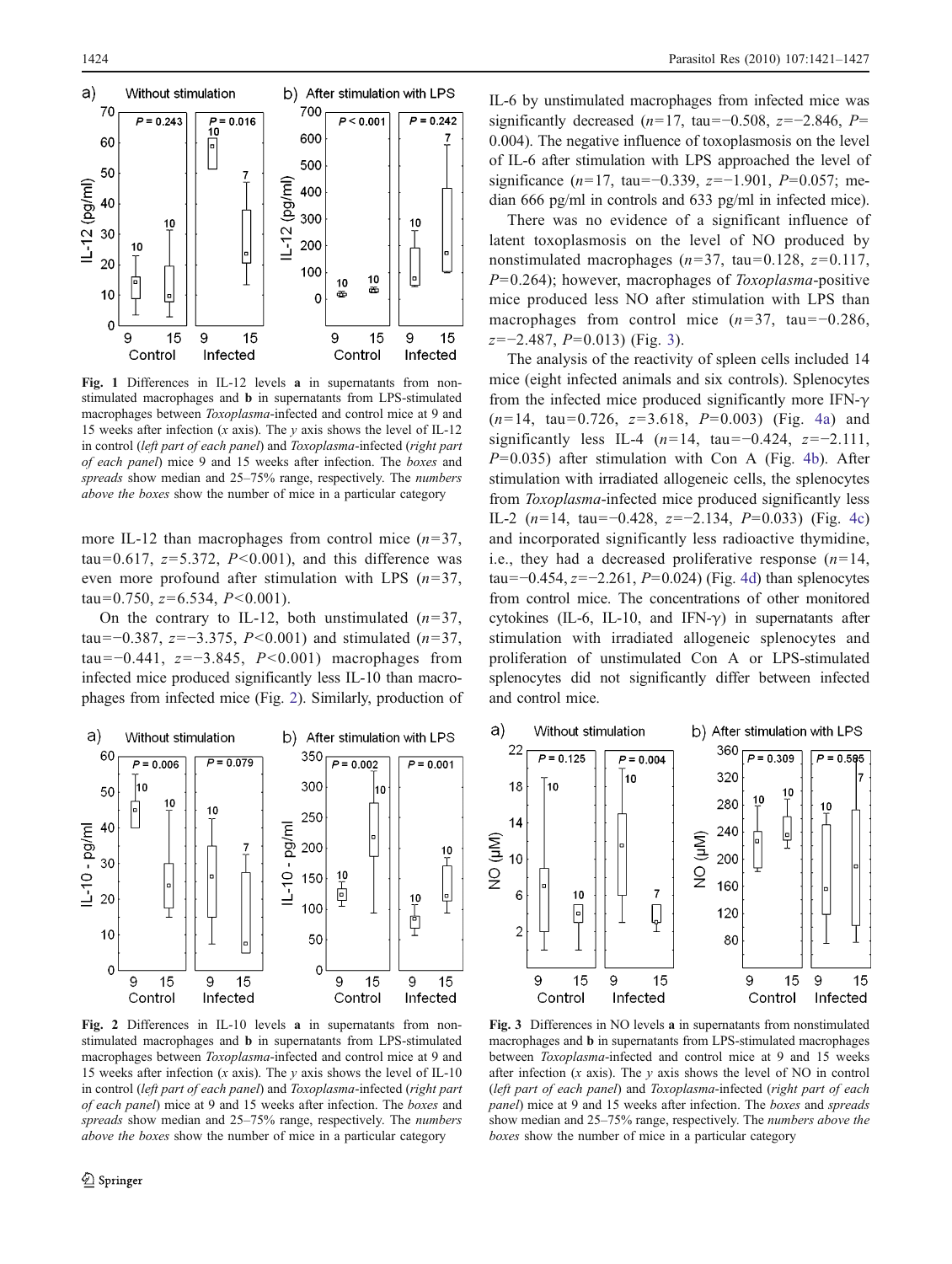Fig. 1 Differences in IL-12 levels **a** in supernatants from nonstimulated macrophages and **b** in supernatants from LPS-stimulated macrophages between *Toxoplasma*-infected and control mice at 9 and 15 weeks after infection (*x* axis). The *y* axis shows the level of IL-12 in control (*left part of each panel*) and *Toxoplasma*-infected (*right part of each panel*) mice 9 and 15 weeks after infection. The *boxes* and *spreads* show median and 25–75% range, respectively. The *numbers above the boxes* show the number of mice in a particular category

more IL-12 than macrophages from control mice ($n=37$, tau=0.617, $z=5.372$, $P<0.001$), and this difference was even more profound after stimulation with LPS ($n=37$, tau=0.750, $z=6.534$, $P<0.001$).

On the contrary to IL-12, both unstimulated ($n=37$, tau=−0.387, $z=-3.375$, $P<0.001$) and stimulated ($n=37$, tau=−0.441, $z=-3.845$, $P<0.001$) macrophages from infected mice produced significantly less IL-10 than macrophages from infected mice (Fig. 2). Similarly, production of IL-6 by unstimulated macrophages from infected mice was significantly decreased ($n=17$, tau=−0.508, $z=-2.846$, $P=0.004$). The negative influence of toxoplasmosis on the level of IL-6 after stimulation with LPS approached the level of significance ($n=17$, tau=−0.339, $z=-1.901$, $P=0.057$; median 666 pg/ml in controls and 633 pg/ml in infected mice).

There was no evidence of a significant influence of latent toxoplasmosis on the level of NO produced by nonstimulated macrophages ($n=37$, tau=0.128, $z=0.117$, $P=0.264$); however, macrophages of *Toxoplasma*-positive mice produced less NO after stimulation with LPS than macrophages from control mice ($n=37$, tau=−0.286, $z=-2.487$, $P=0.013$) (Fig. 3).

The analysis of the reactivity of spleen cells included 14 mice (eight infected animals and six controls). Splenocytes from the infected mice produced significantly more IFN-γ ($n=14$, tau=0.726, $z=3.618$, $P=0.003$) (Fig. 4a) and significantly less IL-4 ($n=14$, tau=−0.424, $z=-2.111$, $P=0.035$) after stimulation with Con A (Fig. 4b). After stimulation with irradiated allogeneic cells, the splenocytes from *Toxoplasma*-infected mice produced significantly less IL-2 ($n=14$, tau=−0.428, $z=-2.134$, $P=0.033$) (Fig. 4c) and incorporated significantly less radioactive thymidine, i.e., they had a decreased proliferative response ($n=14$, tau=−0.454, $z=-2.261$, $P=0.024$) (Fig. 4d) than splenocytes from control mice. The concentrations of other monitored cytokines (IL-6, IL-10, and IFN-γ) in supernatants after stimulation with irradiated allogeneic splenocytes and proliferation of unstimulated Con A or LPS-stimulated splenocytes did not significantly differ between infected and control mice.

Fig. 2 Differences in IL-10 levels **a** in supernatants from nonstimulated macrophages and **b** in supernatants from LPS-stimulated macrophages between *Toxoplasma*-infected and control mice at 9 and 15 weeks after infection (*x* axis). The *y* axis shows the level of IL-10 in control (*left part of each panel*) and *Toxoplasma*-infected (*right part of each panel*) mice at 9 and 15 weeks after infection. The *boxes* and *spreads* show median and 25–75% range, respectively. The *numbers above the boxes* show the number of mice in a particular category

Fig. 3 Differences in NO levels **a** in supernatants from nonstimulated macrophages and **b** in supernatants from LPS-stimulated macrophages between *Toxoplasma*-infected and control mice at 9 and 15 weeks after infection (*x* axis). The *y* axis shows the level of NO in control (*left part of each panel*) and *Toxoplasma*-infected (*right part of each panel*) mice at 9 and 15 weeks after infection. The *boxes* and *spreads* show median and 25–75% range, respectively. The *numbers above the boxes* show the number of mice in a particular category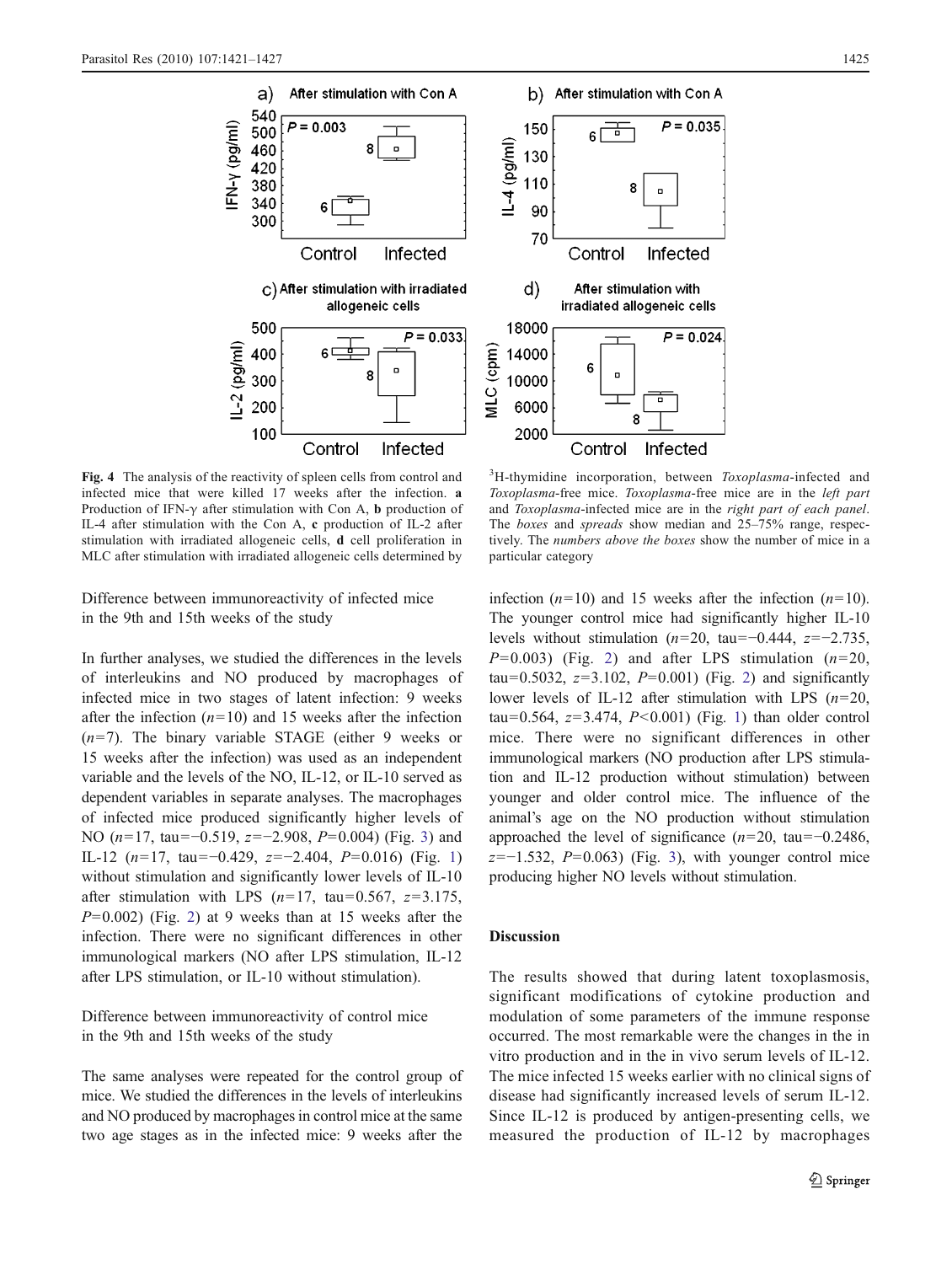Fig. 4 The analysis of the reactivity of spleen cells from control and infected mice that were killed 17 weeks after the infection. **a** Production of IFN-γ after stimulation with Con A, **b** production of IL-4 after stimulation with the Con A, **c** production of IL-2 after stimulation with irradiated allogeneic cells, **d** cell proliferation in MLC after stimulation with irradiated allogeneic cells determined by [3]H-thymidine incorporation, between *Toxoplasma*-infected and *Toxoplasma*-free mice. *Toxoplasma*-free mice are in the *left part* and *Toxoplasma*-infected mice are in the *right part of each panel*. The *boxes* and *spreads* show median and 25–75% range, respectively. The *numbers above the boxes* show the number of mice in a particular category

### Difference between immunoreactivity of infected mice in the 9th and 15th weeks of the study

In further analyses, we studied the differences in the levels of interleukins and NO produced by macrophages of infected mice in two stages of latent infection: 9 weeks after the infection ($n=10$) and 15 weeks after the infection ($n=7$). The binary variable STAGE (either 9 weeks or 15 weeks after the infection) was used as an independent variable and the levels of the NO, IL-12, or IL-10 served as dependent variables in separate analyses. The macrophages of infected mice produced significantly higher levels of NO ($n=17$, tau$=-0.519$, $z=-2.908$, $P=0.004$) (Fig. 3) and IL-12 ($n=17$, tau$=-0.429$, $z=-2.404$, $P=0.016$) (Fig. 1) without stimulation and significantly lower levels of IL-10 after stimulation with LPS ($n=17$, tau$=0.567$, $z=3.175$, $P=0.002$) (Fig. 2) at 9 weeks than at 15 weeks after the infection. There were no significant differences in other immunological markers (NO after LPS stimulation, IL-12 after LPS stimulation, or IL-10 without stimulation).

### Difference between immunoreactivity of control mice in the 9th and 15th weeks of the study

The same analyses were repeated for the control group of mice. We studied the differences in the levels of interleukins and NO produced by macrophages in control mice at the same two age stages as in the infected mice: 9 weeks after the infection ($n=10$) and 15 weeks after the infection ($n=10$). The younger control mice had significantly higher IL-10 levels without stimulation ($n=20$, tau$=-0.444$, $z=-2.735$, $P=0.003$) (Fig. 2) and after LPS stimulation ($n=20$, tau$=0.5032$, $z=3.102$, $P=0.001$) (Fig. 2) and significantly lower levels of IL-12 after stimulation with LPS ($n=20$, tau$=0.564$, $z=3.474$, $P<0.001$) (Fig. 1) than older control mice. There were no significant differences in other immunological markers (NO production after LPS stimulation and IL-12 production without stimulation) between younger and older control mice. The influence of the animal's age on the NO production without stimulation approached the level of significance ($n=20$, tau$=-0.2486$, $z=-1.532$, $P=0.063$) (Fig. 3), with younger control mice producing higher NO levels without stimulation.

## Discussion

The results showed that during latent toxoplasmosis, significant modifications of cytokine production and modulation of some parameters of the immune response occurred. The most remarkable were the changes in the in vitro production and in the in vivo serum levels of IL-12. The mice infected 15 weeks earlier with no clinical signs of disease had significantly increased levels of serum IL-12. Since IL-12 is produced by antigen-presenting cells, we measured the production of IL-12 by macrophages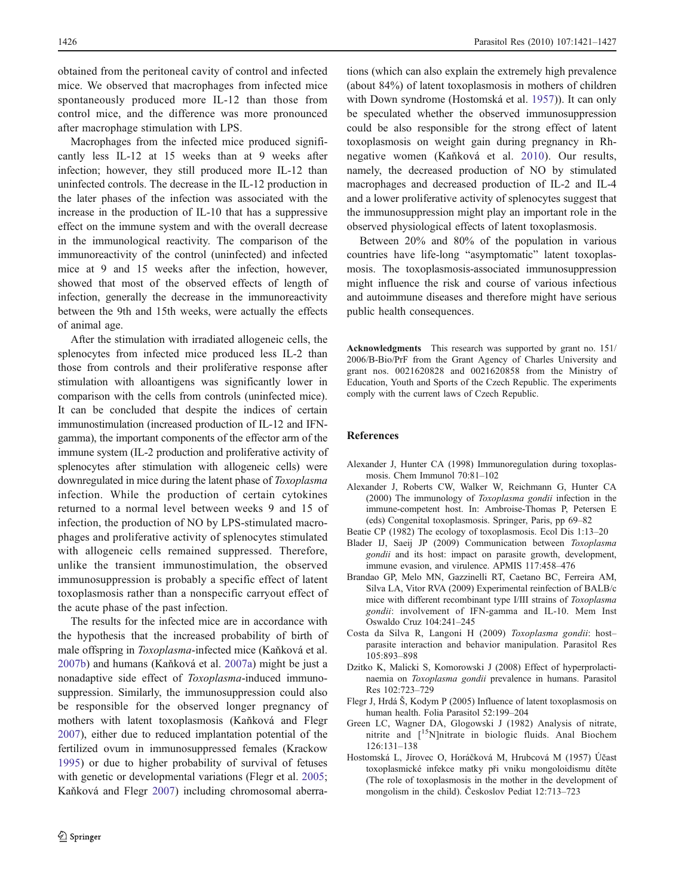obtained from the peritoneal cavity of control and infected mice. We observed that macrophages from infected mice spontaneously produced more IL-12 than those from control mice, and the difference was more pronounced after macrophage stimulation with LPS.

Macrophages from the infected mice produced significantly less IL-12 at 15 weeks than at 9 weeks after infection; however, they still produced more IL-12 than uninfected controls. The decrease in the IL-12 production in the later phases of the infection was associated with the increase in the production of IL-10 that has a suppressive effect on the immune system and with the overall decrease in the immunological reactivity. The comparison of the immunoreactivity of the control (uninfected) and infected mice at 9 and 15 weeks after the infection, however, showed that most of the observed effects of length of infection, generally the decrease in the immunoreactivity between the 9th and 15th weeks, were actually the effects of animal age.

After the stimulation with irradiated allogeneic cells, the splenocytes from infected mice produced less IL-2 than those from controls and their proliferative response after stimulation with alloantigens was significantly lower in comparison with the cells from controls (uninfected mice). It can be concluded that despite the indices of certain immunostimulation (increased production of IL-12 and IFN-gamma), the important components of the effector arm of the immune system (IL-2 production and proliferative activity of splenocytes after stimulation with allogeneic cells) were downregulated in mice during the latent phase of *Toxoplasma* infection. While the production of certain cytokines returned to a normal level between weeks 9 and 15 of infection, the production of NO by LPS-stimulated macrophages and proliferative activity of splenocytes stimulated with allogeneic cells remained suppressed. Therefore, unlike the transient immunostimulation, the observed immunosuppression is probably a specific effect of latent toxoplasmosis rather than a nonspecific carryout effect of the acute phase of the past infection.

The results for the infected mice are in accordance with the hypothesis that the increased probability of birth of male offspring in *Toxoplasma*-infected mice (Kaňková et al. 2007b) and humans (Kaňková et al. 2007a) might be just a nonadaptive side effect of *Toxoplasma*-induced immunosuppression. Similarly, the immunosuppression could also be responsible for the observed longer pregnancy of mothers with latent toxoplasmosis (Kaňková and Flegr 2007), either due to reduced implantation potential of the fertilized ovum in immunosuppressed females (Krackow 1995) or due to higher probability of survival of fetuses with genetic or developmental variations (Flegr et al. 2005; Kaňková and Flegr 2007) including chromosomal aberrations (which can also explain the extremely high prevalence (about 84%) of latent toxoplasmosis in mothers of children with Down syndrome (Hostomská et al. 1957)). It can only be speculated whether the observed immunosuppression could be also responsible for the strong effect of latent toxoplasmosis on weight gain during pregnancy in Rh-negative women (Kaňková et al. 2010). Our results, namely, the decreased production of NO by stimulated macrophages and decreased production of IL-2 and IL-4 and a lower proliferative activity of splenocytes suggest that the immunosuppression might play an important role in the observed physiological effects of latent toxoplasmosis.

Between 20% and 80% of the population in various countries have life-long "asymptomatic" latent toxoplasmosis. The toxoplasmosis-associated immunosuppression might influence the risk and course of various infectious and autoimmune diseases and therefore might have serious public health consequences.

**Acknowledgments** This research was supported by grant no. 151/2006/B-Bio/PrF from the Grant Agency of Charles University and grant nos. 0021620828 and 0021620858 from the Ministry of Education, Youth and Sports of the Czech Republic. The experiments comply with the current laws of Czech Republic.

## References

- Alexander J, Hunter CA (1998) Immunoregulation during toxoplasmosis. Chem Immunol 70:81–102
- Alexander J, Roberts CW, Walker W, Reichmann G, Hunter CA (2000) The immunology of *Toxoplasma gondii* infection in the immune-competent host. In: Ambroise-Thomas P, Petersen E (eds) Congenital toxoplasmosis. Springer, Paris, pp 69–82
- Beatie CP (1982) The ecology of toxoplasmosis. Ecol Dis 1:13–20
- Blader IJ, Saeij JP (2009) Communication between *Toxoplasma gondii* and its host: impact on parasite growth, development, immune evasion, and virulence. APMIS 117:458–476
- Brandao GP, Melo MN, Gazzinelli RT, Caetano BC, Ferreira AM, Silva LA, Vitor RVA (2009) Experimental reinfection of BALB/c mice with different recombinant type I/III strains of *Toxoplasma gondii*: involvement of IFN-gamma and IL-10. Mem Inst Oswaldo Cruz 104:241–245
- Costa da Silva R, Langoni H (2009) *Toxoplasma gondii*: host–parasite interaction and behavior manipulation. Parasitol Res 105:893–898
- Dzitko K, Malicki S, Komorowski J (2008) Effect of hyperprolactinaemia on *Toxoplasma gondii* prevalence in humans. Parasitol Res 102:723–729
- Flegr J, Hrdá Š, Kodym P (2005) Influence of latent toxoplasmosis on human health. Folia Parasitol 52:199–204
- Green LC, Wagner DA, Glogowski J (1982) Analysis of nitrate, nitrite and [$^{15}$N]nitrate in biologic fluids. Anal Biochem 126:131–138
- Hostomská L, Jírovec O, Horáčková M, Hrubcová M (1957) Účast toxoplasmické infekce matky při vniku mongoloidismu dítěte (The role of toxoplasmosis in the mother in the development of mongolism in the child). Českoslov Pediat 12:713–723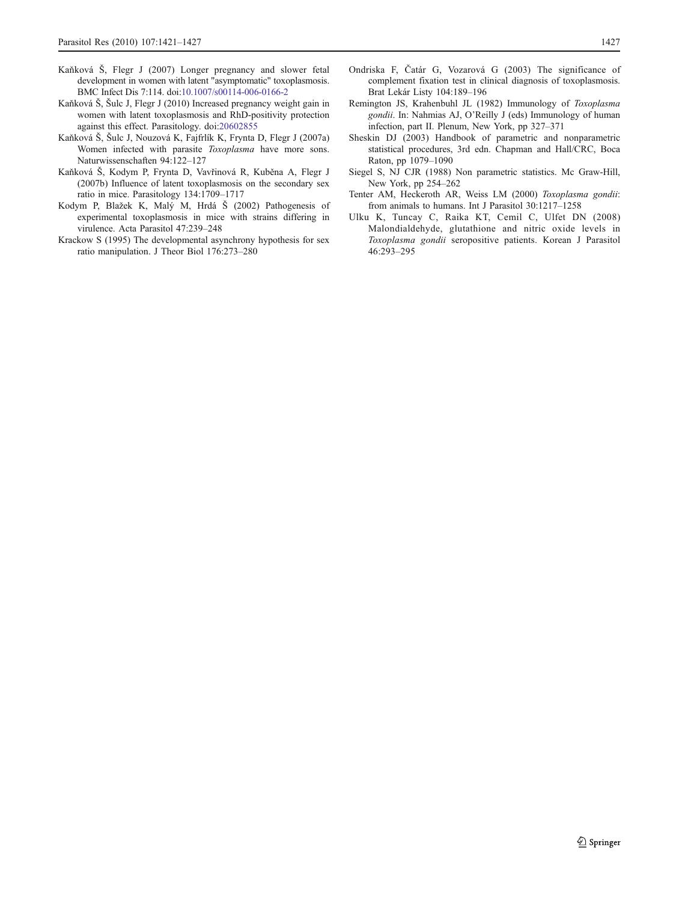Kaňková Š, Flegr J (2007) Longer pregnancy and slower fetal development in women with latent "asymptomatic" toxoplasmosis. BMC Infect Dis 7:114. doi:10.1007/s00114-006-0166-2

Kaňková Š, Šulc J, Flegr J (2010) Increased pregnancy weight gain in women with latent toxoplasmosis and RhD-positivity protection against this effect. Parasitology. doi:20602855

Kaňková Š, Šulc J, Nouzová K, Fajfrlík K, Frynta D, Flegr J (2007a) Women infected with parasite *Toxoplasma* have more sons. Naturwissenschaften 94:122–127

Kaňková Š, Kodym P, Frynta D, Vavřinová R, Kuběna A, Flegr J (2007b) Influence of latent toxoplasmosis on the secondary sex ratio in mice. Parasitology 134:1709–1717

Kodym P, Blažek K, Malý M, Hrdá Š (2002) Pathogenesis of experimental toxoplasmosis in mice with strains differing in virulence. Acta Parasitol 47:239–248

Krackow S (1995) The developmental asynchrony hypothesis for sex ratio manipulation. J Theor Biol 176:273–280

Ondriska F, Čatár G, Vozarová G (2003) The significance of complement fixation test in clinical diagnosis of toxoplasmosis. Brat Lekár Listy 104:189–196

Remington JS, Krahenbuhl JL (1982) Immunology of *Toxoplasma gondii*. In: Nahmias AJ, O'Reilly J (eds) Immunology of human infection, part II. Plenum, New York, pp 327–371

Sheskin DJ (2003) Handbook of parametric and nonparametric statistical procedures, 3rd edn. Chapman and Hall/CRC, Boca Raton, pp 1079–1090

Siegel S, NJ CJR (1988) Non parametric statistics. Mc Graw-Hill, New York, pp 254–262

Tenter AM, Heckeroth AR, Weiss LM (2000) *Toxoplasma gondii*: from animals to humans. Int J Parasitol 30:1217–1258

Ulku K, Tuncay C, Raika KT, Cemil C, Ulfet DN (2008) Malondialdehyde, glutathione and nitric oxide levels in *Toxoplasma gondii* seropositive patients. Korean J Parasitol 46:293–295